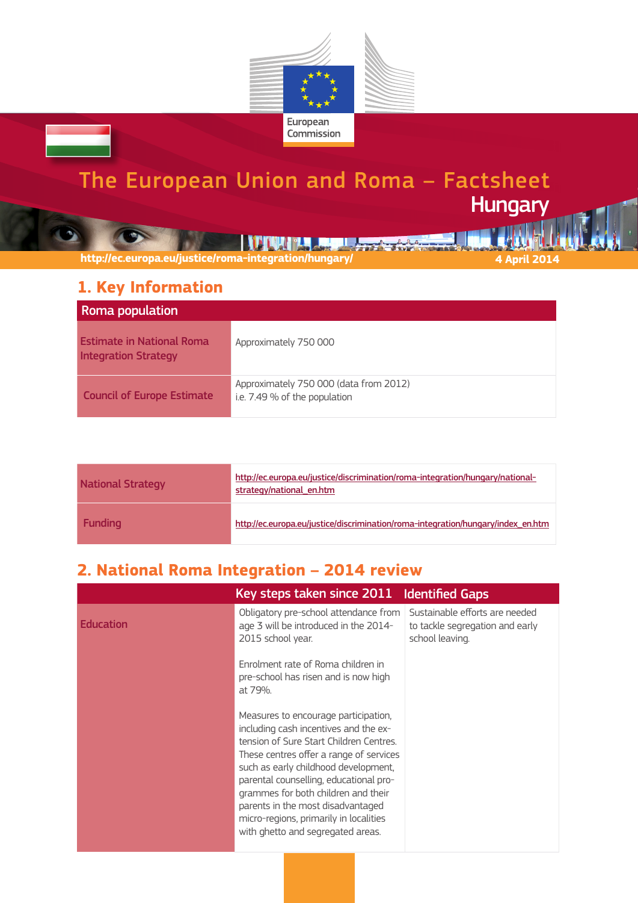European Commission

# The European Union and Roma – Factsheet

## Hungary

http://ec.europa.eu/justice/roma-integration/hungary/

4 April 2014

## 1. Key Information

| Roma population | |
|---|---|
| Estimate in National Roma Integration Strategy | Approximately 750 000 |
| Council of Europe Estimate | Approximately 750 000 (data from 2012) i.e. 7.49 % of the population |

| | |
|---|---|
| National Strategy | http://ec.europa.eu/justice/discrimination/roma-integration/hungary/national-strategy/national_en.htm |
| Funding | http://ec.europa.eu/justice/discrimination/roma-integration/hungary/index_en.htm |

## 2. National Roma Integration – 2014 review

| | Key steps taken since 2011 | Identified Gaps |
|---|---|---|
| Education | Obligatory pre-school attendance from age 3 will be introduced in the 2014-2015 school year.<br><br>Enrolment rate of Roma children in pre-school has risen and is now high at 79%.<br><br>Measures to encourage participation, including cash incentives and the extension of Sure Start Children Centres. These centres offer a range of services such as early childhood development, parental counselling, educational programmes for both children and their parents in the most disadvantaged micro-regions, primarily in localities with ghetto and segregated areas. | Sustainable efforts are needed to tackle segregation and early school leaving. |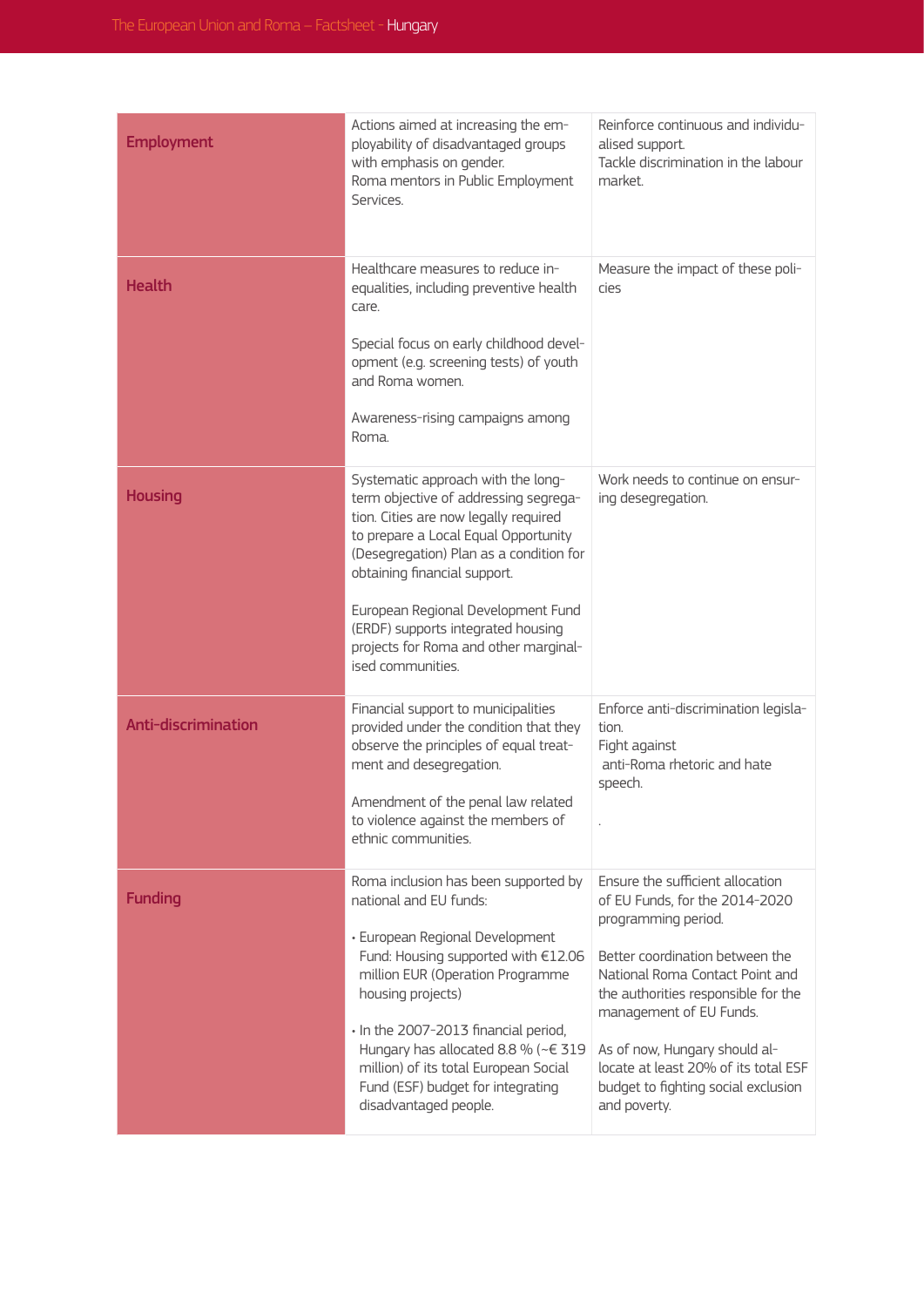| | | |
|---|---|---|
| **Employment** | Actions aimed at increasing the employability of disadvantaged groups with emphasis on gender.<br>Roma mentors in Public Employment Services. | Reinforce continuous and individualised support.<br>Tackle discrimination in the labour market. |
| **Health** | Healthcare measures to reduce inequalities, including preventive health care.<br><br>Special focus on early childhood development (e.g. screening tests) of youth and Roma women.<br><br>Awareness-rising campaigns among Roma. | Measure the impact of these policies |
| **Housing** | Systematic approach with the long-term objective of addressing segregation. Cities are now legally required to prepare a Local Equal Opportunity (Desegregation) Plan as a condition for obtaining financial support.<br><br>European Regional Development Fund (ERDF) supports integrated housing projects for Roma and other marginalised communities. | Work needs to continue on ensuring desegregation. |
| **Anti-discrimination** | Financial support to municipalities provided under the condition that they observe the principles of equal treatment and desegregation.<br><br>Amendment of the penal law related to violence against the members of ethnic communities. | Enforce anti-discrimination legislation.<br>Fight against anti-Roma rhetoric and hate speech.<br><br>. |
| **Funding** | Roma inclusion has been supported by national and EU funds:<br><br>• European Regional Development Fund: Housing supported with €12.06 million EUR (Operation Programme housing projects)<br><br>• In the 2007-2013 financial period, Hungary has allocated 8.8 % (~€ 319 million) of its total European Social Fund (ESF) budget for integrating disadvantaged people. | Ensure the sufficient allocation of EU Funds, for the 2014-2020 programming period.<br><br>Better coordination between the National Roma Contact Point and the authorities responsible for the management of EU Funds.<br><br>As of now, Hungary should allocate at least 20% of its total ESF budget to fighting social exclusion and poverty. |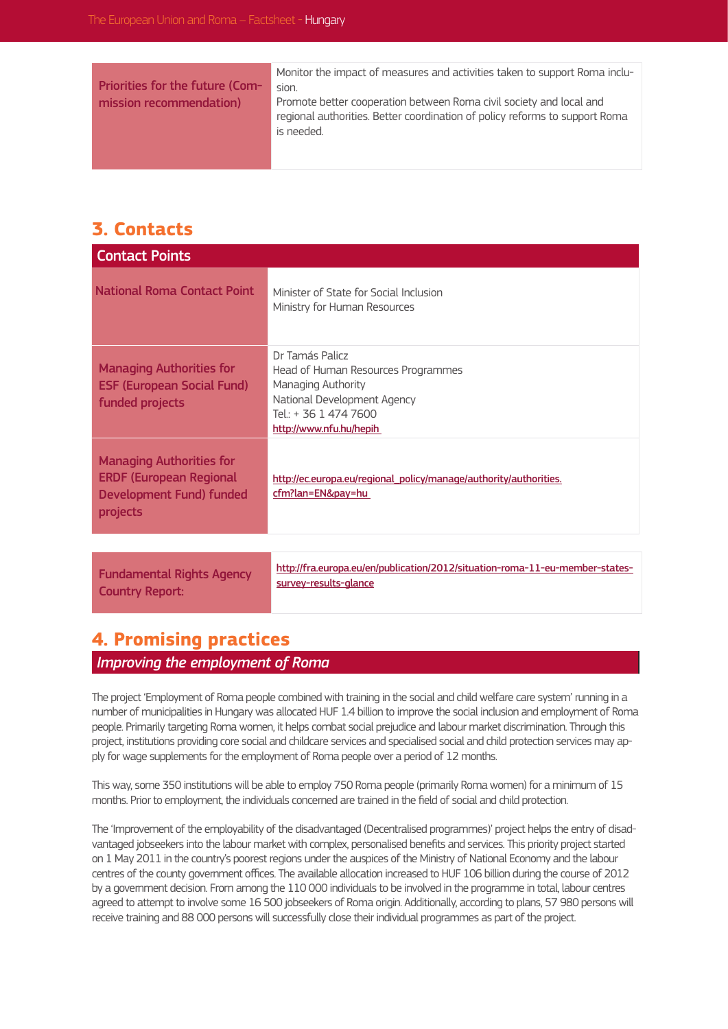| | |
|---|---|
| Priorities for the future (Commission recommendation) | Monitor the impact of measures and activities taken to support Roma inclusion. Promote better cooperation between Roma civil society and local and regional authorities. Better coordination of policy reforms to support Roma is needed. |

## 3. Contacts

| Contact Points | |
|---|---|
| National Roma Contact Point | Minister of State for Social Inclusion<br>Ministry for Human Resources |
| Managing Authorities for ESF (European Social Fund) funded projects | Dr Tamás Palicz<br>Head of Human Resources Programmes<br>Managing Authority<br>National Development Agency<br>Tel.: + 36 1 474 7600<br>http://www.nfu.hu/hepih |
| Managing Authorities for ERDF (European Regional Development Fund) funded projects | http://ec.europa.eu/regional_policy/manage/authority/authorities.cfm?lan=EN&pay=hu |

| | |
|---|---|
| Fundamental Rights Agency Country Report: | http://fra.europa.eu/en/publication/2012/situation-roma-11-eu-member-states-survey-results-glance |

## 4. Promising practices

### *Improving the employment of Roma*

The project 'Employment of Roma people combined with training in the social and child welfare care system' running in a number of municipalities in Hungary was allocated HUF 1.4 billion to improve the social inclusion and employment of Roma people. Primarily targeting Roma women, it helps combat social prejudice and labour market discrimination. Through this project, institutions providing core social and childcare services and specialised social and child protection services may apply for wage supplements for the employment of Roma people over a period of 12 months.

This way, some 350 institutions will be able to employ 750 Roma people (primarily Roma women) for a minimum of 15 months. Prior to employment, the individuals concerned are trained in the field of social and child protection.

The 'Improvement of the employability of the disadvantaged (Decentralised programmes)' project helps the entry of disadvantaged jobseekers into the labour market with complex, personalised benefits and services. This priority project started on 1 May 2011 in the country's poorest regions under the auspices of the Ministry of National Economy and the labour centres of the county government offices. The available allocation increased to HUF 106 billion during the course of 2012 by a government decision. From among the 110 000 individuals to be involved in the programme in total, labour centres agreed to attempt to involve some 16 500 jobseekers of Roma origin. Additionally, according to plans, 57 980 persons will receive training and 88 000 persons will successfully close their individual programmes as part of the project.